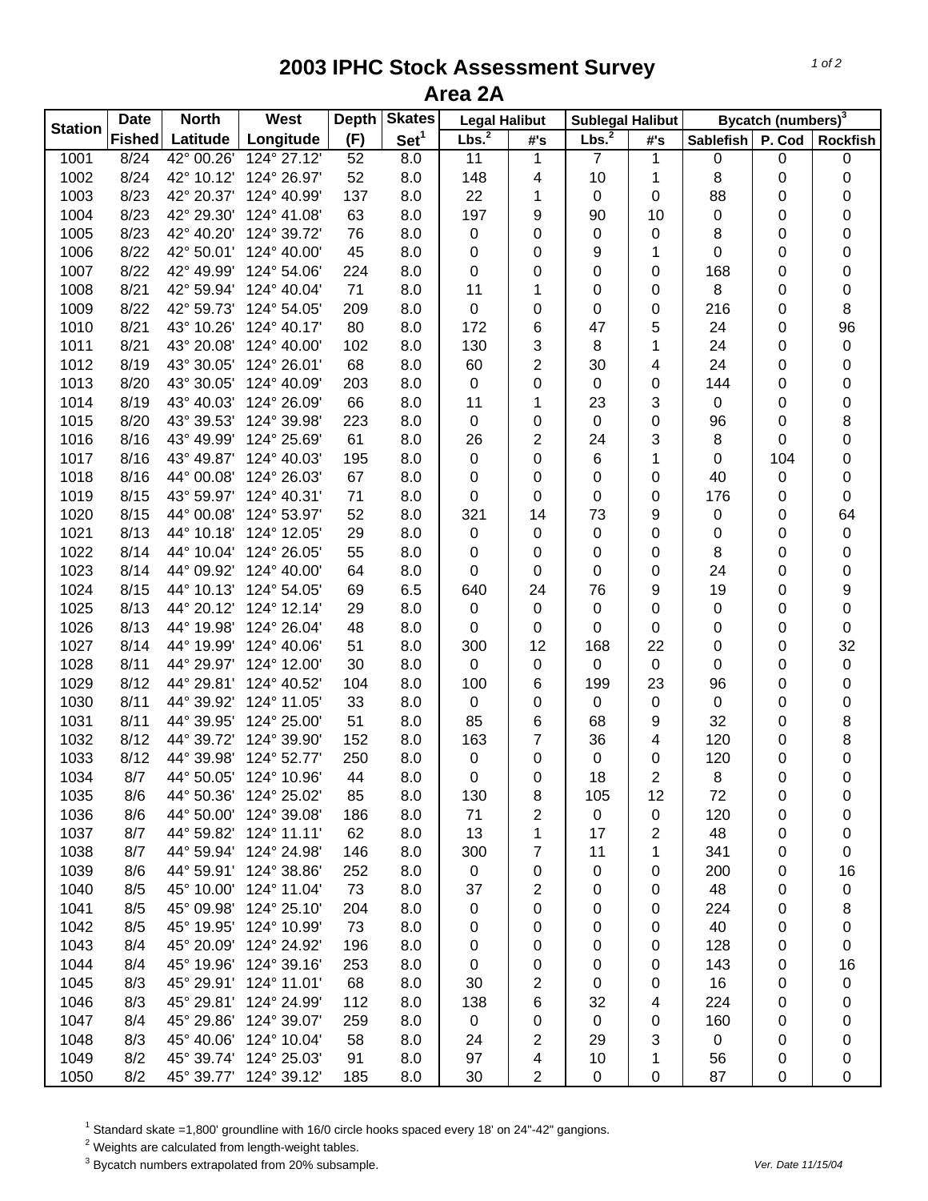# 2003 IPHC Stock Assessment Survey
## Area 2A

| Station | Date Fished | North Latitude | West Longitude | Depth (F) | Skates Set[1] | Legal Halibut | | Sublegal Halibut | | Bycatch (numbers)[3] | | |
|---|---|---|---|---|---|---|---|---|---|---|---|---|
| | | | | | | Lbs.[2] | #'s | Lbs.[2] | #'s | Sablefish | P. Cod | Rockfish |
| 1001 | 8/24 | 42° 00.26' | 124° 27.12' | 52 | 8.0 | 11 | 1 | 7 | 1 | 0 | 0 | 0 |
| 1002 | 8/24 | 42° 10.12' | 124° 26.97' | 52 | 8.0 | 148 | 4 | 10 | 1 | 8 | 0 | 0 |
| 1003 | 8/23 | 42° 20.37' | 124° 40.99' | 137 | 8.0 | 22 | 1 | 0 | 0 | 88 | 0 | 0 |
| 1004 | 8/23 | 42° 29.30' | 124° 41.08' | 63 | 8.0 | 197 | 9 | 90 | 10 | 0 | 0 | 0 |
| 1005 | 8/23 | 42° 40.20' | 124° 39.72' | 76 | 8.0 | 0 | 0 | 0 | 0 | 8 | 0 | 0 |
| 1006 | 8/22 | 42° 50.01' | 124° 40.00' | 45 | 8.0 | 0 | 0 | 9 | 1 | 0 | 0 | 0 |
| 1007 | 8/22 | 42° 49.99' | 124° 54.06' | 224 | 8.0 | 0 | 0 | 0 | 0 | 168 | 0 | 0 |
| 1008 | 8/21 | 42° 59.94' | 124° 40.04' | 71 | 8.0 | 11 | 1 | 0 | 0 | 8 | 0 | 0 |
| 1009 | 8/22 | 42° 59.73' | 124° 54.05' | 209 | 8.0 | 0 | 0 | 0 | 0 | 216 | 0 | 8 |
| 1010 | 8/21 | 43° 10.26' | 124° 40.17' | 80 | 8.0 | 172 | 6 | 47 | 5 | 24 | 0 | 96 |
| 1011 | 8/21 | 43° 20.08' | 124° 40.00' | 102 | 8.0 | 130 | 3 | 8 | 1 | 24 | 0 | 0 |
| 1012 | 8/19 | 43° 30.05' | 124° 26.01' | 68 | 8.0 | 60 | 2 | 30 | 4 | 24 | 0 | 0 |
| 1013 | 8/20 | 43° 30.05' | 124° 40.09' | 203 | 8.0 | 0 | 0 | 0 | 0 | 144 | 0 | 0 |
| 1014 | 8/19 | 43° 40.03' | 124° 26.09' | 66 | 8.0 | 11 | 1 | 23 | 3 | 0 | 0 | 0 |
| 1015 | 8/20 | 43° 39.53' | 124° 39.98' | 223 | 8.0 | 0 | 0 | 0 | 0 | 96 | 0 | 8 |
| 1016 | 8/16 | 43° 49.99' | 124° 25.69' | 61 | 8.0 | 26 | 2 | 24 | 3 | 8 | 0 | 0 |
| 1017 | 8/16 | 43° 49.87' | 124° 40.03' | 195 | 8.0 | 0 | 0 | 6 | 1 | 0 | 104 | 0 |
| 1018 | 8/16 | 44° 00.08' | 124° 26.03' | 67 | 8.0 | 0 | 0 | 0 | 0 | 40 | 0 | 0 |
| 1019 | 8/15 | 43° 59.97' | 124° 40.31' | 71 | 8.0 | 0 | 0 | 0 | 0 | 176 | 0 | 0 |
| 1020 | 8/15 | 44° 00.08' | 124° 53.97' | 52 | 8.0 | 321 | 14 | 73 | 9 | 0 | 0 | 64 |
| 1021 | 8/13 | 44° 10.18' | 124° 12.05' | 29 | 8.0 | 0 | 0 | 0 | 0 | 0 | 0 | 0 |
| 1022 | 8/14 | 44° 10.04' | 124° 26.05' | 55 | 8.0 | 0 | 0 | 0 | 0 | 8 | 0 | 0 |
| 1023 | 8/14 | 44° 09.92' | 124° 40.00' | 64 | 8.0 | 0 | 0 | 0 | 0 | 24 | 0 | 0 |
| 1024 | 8/15 | 44° 10.13' | 124° 54.05' | 69 | 6.5 | 640 | 24 | 76 | 9 | 19 | 0 | 9 |
| 1025 | 8/13 | 44° 20.12' | 124° 12.14' | 29 | 8.0 | 0 | 0 | 0 | 0 | 0 | 0 | 0 |
| 1026 | 8/13 | 44° 19.98' | 124° 26.04' | 48 | 8.0 | 0 | 0 | 0 | 0 | 0 | 0 | 0 |
| 1027 | 8/14 | 44° 19.99' | 124° 40.06' | 51 | 8.0 | 300 | 12 | 168 | 22 | 0 | 0 | 32 |
| 1028 | 8/11 | 44° 29.97' | 124° 12.00' | 30 | 8.0 | 0 | 0 | 0 | 0 | 0 | 0 | 0 |
| 1029 | 8/12 | 44° 29.81' | 124° 40.52' | 104 | 8.0 | 100 | 6 | 199 | 23 | 96 | 0 | 0 |
| 1030 | 8/11 | 44° 39.92' | 124° 11.05' | 33 | 8.0 | 0 | 0 | 0 | 0 | 0 | 0 | 0 |
| 1031 | 8/11 | 44° 39.95' | 124° 25.00' | 51 | 8.0 | 85 | 6 | 68 | 9 | 32 | 0 | 8 |
| 1032 | 8/12 | 44° 39.72' | 124° 39.90' | 152 | 8.0 | 163 | 7 | 36 | 4 | 120 | 0 | 8 |
| 1033 | 8/12 | 44° 39.98' | 124° 52.77' | 250 | 8.0 | 0 | 0 | 0 | 0 | 120 | 0 | 0 |
| 1034 | 8/7 | 44° 50.05' | 124° 10.96' | 44 | 8.0 | 0 | 0 | 18 | 2 | 8 | 0 | 0 |
| 1035 | 8/6 | 44° 50.36' | 124° 25.02' | 85 | 8.0 | 130 | 8 | 105 | 12 | 72 | 0 | 0 |
| 1036 | 8/6 | 44° 50.00' | 124° 39.08' | 186 | 8.0 | 71 | 2 | 0 | 0 | 120 | 0 | 0 |
| 1037 | 8/7 | 44° 59.82' | 124° 11.11' | 62 | 8.0 | 13 | 1 | 17 | 2 | 48 | 0 | 0 |
| 1038 | 8/7 | 44° 59.94' | 124° 24.98' | 146 | 8.0 | 300 | 7 | 11 | 1 | 341 | 0 | 0 |
| 1039 | 8/6 | 44° 59.91' | 124° 38.86' | 252 | 8.0 | 0 | 0 | 0 | 0 | 200 | 0 | 16 |
| 1040 | 8/5 | 45° 10.00' | 124° 11.04' | 73 | 8.0 | 37 | 2 | 0 | 0 | 48 | 0 | 0 |
| 1041 | 8/5 | 45° 09.98' | 124° 25.10' | 204 | 8.0 | 0 | 0 | 0 | 0 | 224 | 0 | 8 |
| 1042 | 8/5 | 45° 19.95' | 124° 10.99' | 73 | 8.0 | 0 | 0 | 0 | 0 | 40 | 0 | 0 |
| 1043 | 8/4 | 45° 20.09' | 124° 24.92' | 196 | 8.0 | 0 | 0 | 0 | 0 | 128 | 0 | 0 |
| 1044 | 8/4 | 45° 19.96' | 124° 39.16' | 253 | 8.0 | 0 | 0 | 0 | 0 | 143 | 0 | 16 |
| 1045 | 8/3 | 45° 29.91' | 124° 11.01' | 68 | 8.0 | 30 | 2 | 0 | 0 | 16 | 0 | 0 |
| 1046 | 8/3 | 45° 29.81' | 124° 24.99' | 112 | 8.0 | 138 | 6 | 32 | 4 | 224 | 0 | 0 |
| 1047 | 8/4 | 45° 29.86' | 124° 39.07' | 259 | 8.0 | 0 | 0 | 0 | 0 | 160 | 0 | 0 |
| 1048 | 8/3 | 45° 40.06' | 124° 10.04' | 58 | 8.0 | 24 | 2 | 29 | 3 | 0 | 0 | 0 |
| 1049 | 8/2 | 45° 39.74' | 124° 25.03' | 91 | 8.0 | 97 | 4 | 10 | 1 | 56 | 0 | 0 |
| 1050 | 8/2 | 45° 39.77' | 124° 39.12' | 185 | 8.0 | 30 | 2 | 0 | 0 | 87 | 0 | 0 |

[1] Standard skate =1,800' groundline with 16/0 circle hooks spaced every 18' on 24"-42" gangions.
[2] Weights are calculated from length-weight tables.
[3] Bycatch numbers extrapolated from 20% subsample.

*Ver. Date 11/15/04*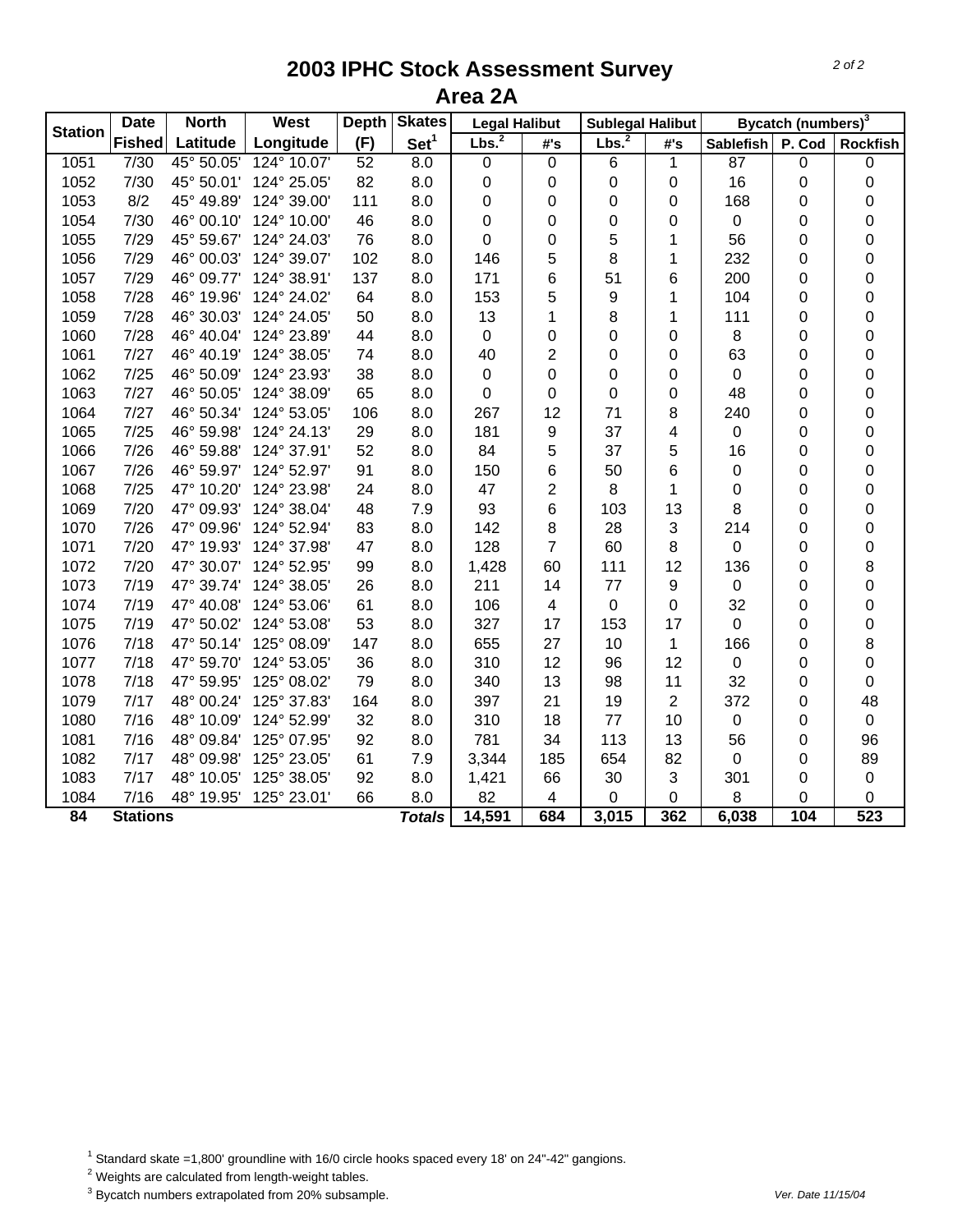# 2003 IPHC Stock Assessment Survey
## Area 2A

| Station | Date | North | West | Depth | Skates | Legal Halibut | | Sublegal Halibut | | Bycatch (numbers)[3] | | |
|---|---|---|---|---|---|---|---|---|---|---|---|---|
| | Fished | Latitude | Longitude | (F) | Set[1] | Lbs.[2] | #'s | Lbs.[2] | #'s | Sablefish | P. Cod | Rockfish |
| 1051 | 7/30 | 45° 50.05' | 124° 10.07' | 52 | 8.0 | 0 | 0 | 6 | 1 | 87 | 0 | 0 |
| 1052 | 7/30 | 45° 50.01' | 124° 25.05' | 82 | 8.0 | 0 | 0 | 0 | 0 | 16 | 0 | 0 |
| 1053 | 8/2 | 45° 49.89' | 124° 39.00' | 111 | 8.0 | 0 | 0 | 0 | 0 | 168 | 0 | 0 |
| 1054 | 7/30 | 46° 00.10' | 124° 10.00' | 46 | 8.0 | 0 | 0 | 0 | 0 | 0 | 0 | 0 |
| 1055 | 7/29 | 45° 59.67' | 124° 24.03' | 76 | 8.0 | 0 | 0 | 5 | 1 | 56 | 0 | 0 |
| 1056 | 7/29 | 46° 00.03' | 124° 39.07' | 102 | 8.0 | 146 | 5 | 8 | 1 | 232 | 0 | 0 |
| 1057 | 7/29 | 46° 09.77' | 124° 38.91' | 137 | 8.0 | 171 | 6 | 51 | 6 | 200 | 0 | 0 |
| 1058 | 7/28 | 46° 19.96' | 124° 24.02' | 64 | 8.0 | 153 | 5 | 9 | 1 | 104 | 0 | 0 |
| 1059 | 7/28 | 46° 30.03' | 124° 24.05' | 50 | 8.0 | 13 | 1 | 8 | 1 | 111 | 0 | 0 |
| 1060 | 7/28 | 46° 40.04' | 124° 23.89' | 44 | 8.0 | 0 | 0 | 0 | 0 | 8 | 0 | 0 |
| 1061 | 7/27 | 46° 40.19' | 124° 38.05' | 74 | 8.0 | 40 | 2 | 0 | 0 | 63 | 0 | 0 |
| 1062 | 7/25 | 46° 50.09' | 124° 23.93' | 38 | 8.0 | 0 | 0 | 0 | 0 | 0 | 0 | 0 |
| 1063 | 7/27 | 46° 50.05' | 124° 38.09' | 65 | 8.0 | 0 | 0 | 0 | 0 | 48 | 0 | 0 |
| 1064 | 7/27 | 46° 50.34' | 124° 53.05' | 106 | 8.0 | 267 | 12 | 71 | 8 | 240 | 0 | 0 |
| 1065 | 7/25 | 46° 59.98' | 124° 24.13' | 29 | 8.0 | 181 | 9 | 37 | 4 | 0 | 0 | 0 |
| 1066 | 7/26 | 46° 59.88' | 124° 37.91' | 52 | 8.0 | 84 | 5 | 37 | 5 | 16 | 0 | 0 |
| 1067 | 7/26 | 46° 59.97' | 124° 52.97' | 91 | 8.0 | 150 | 6 | 50 | 6 | 0 | 0 | 0 |
| 1068 | 7/25 | 47° 10.20' | 124° 23.98' | 24 | 8.0 | 47 | 2 | 8 | 1 | 0 | 0 | 0 |
| 1069 | 7/20 | 47° 09.93' | 124° 38.04' | 48 | 7.9 | 93 | 6 | 103 | 13 | 8 | 0 | 0 |
| 1070 | 7/26 | 47° 09.96' | 124° 52.94' | 83 | 8.0 | 142 | 8 | 28 | 3 | 214 | 0 | 0 |
| 1071 | 7/20 | 47° 19.93' | 124° 37.98' | 47 | 8.0 | 128 | 7 | 60 | 8 | 0 | 0 | 0 |
| 1072 | 7/20 | 47° 30.07' | 124° 52.95' | 99 | 8.0 | 1,428 | 60 | 111 | 12 | 136 | 0 | 8 |
| 1073 | 7/19 | 47° 39.74' | 124° 38.05' | 26 | 8.0 | 211 | 14 | 77 | 9 | 0 | 0 | 0 |
| 1074 | 7/19 | 47° 40.08' | 124° 53.06' | 61 | 8.0 | 106 | 4 | 0 | 0 | 32 | 0 | 0 |
| 1075 | 7/19 | 47° 50.02' | 124° 53.08' | 53 | 8.0 | 327 | 17 | 153 | 17 | 0 | 0 | 0 |
| 1076 | 7/18 | 47° 50.14' | 125° 08.09' | 147 | 8.0 | 655 | 27 | 10 | 1 | 166 | 0 | 8 |
| 1077 | 7/18 | 47° 59.70' | 124° 53.05' | 36 | 8.0 | 310 | 12 | 96 | 12 | 0 | 0 | 0 |
| 1078 | 7/18 | 47° 59.95' | 125° 08.02' | 79 | 8.0 | 340 | 13 | 98 | 11 | 32 | 0 | 0 |
| 1079 | 7/17 | 48° 00.24' | 125° 37.83' | 164 | 8.0 | 397 | 21 | 19 | 2 | 372 | 0 | 48 |
| 1080 | 7/16 | 48° 10.09' | 124° 52.99' | 32 | 8.0 | 310 | 18 | 77 | 10 | 0 | 0 | 0 |
| 1081 | 7/16 | 48° 09.84' | 125° 07.95' | 92 | 8.0 | 781 | 34 | 113 | 13 | 56 | 0 | 96 |
| 1082 | 7/17 | 48° 09.98' | 125° 23.05' | 61 | 7.9 | 3,344 | 185 | 654 | 82 | 0 | 0 | 89 |
| 1083 | 7/17 | 48° 10.05' | 125° 38.05' | 92 | 8.0 | 1,421 | 66 | 30 | 3 | 301 | 0 | 0 |
| 1084 | 7/16 | 48° 19.95' | 125° 23.01' | 66 | 8.0 | 82 | 4 | 0 | 0 | 8 | 0 | 0 |
| **84** | **Stations** | | | | ***Totals*** | **14,591** | **684** | **3,015** | **362** | **6,038** | **104** | **523** |

[1] Standard skate =1,800' groundline with 16/0 circle hooks spaced every 18' on 24"-42" gangions.
[2] Weights are calculated from length-weight tables.
[3] Bycatch numbers extrapolated from 20% subsample.

*Ver. Date 11/15/04*